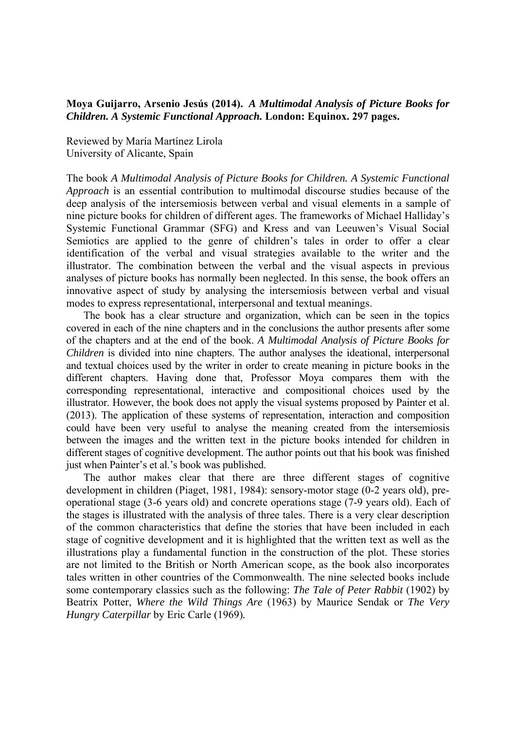**Moya Guijarro, Arsenio Jesús (2014).** ***A Multimodal Analysis of Picture Books for Children. A Systemic Functional Approach.*** **London: Equinox. 297 pages.**

Reviewed by María Martínez Lirola
University of Alicante, Spain

The book *A Multimodal Analysis of Picture Books for Children. A Systemic Functional Approach* is an essential contribution to multimodal discourse studies because of the deep analysis of the intersemiosis between verbal and visual elements in a sample of nine picture books for children of different ages. The frameworks of Michael Halliday's Systemic Functional Grammar (SFG) and Kress and van Leeuwen's Visual Social Semiotics are applied to the genre of children's tales in order to offer a clear identification of the verbal and visual strategies available to the writer and the illustrator. The combination between the verbal and the visual aspects in previous analyses of picture books has normally been neglected. In this sense, the book offers an innovative aspect of study by analysing the intersemiosis between verbal and visual modes to express representational, interpersonal and textual meanings.

The book has a clear structure and organization, which can be seen in the topics covered in each of the nine chapters and in the conclusions the author presents after some of the chapters and at the end of the book. *A Multimodal Analysis of Picture Books for Children* is divided into nine chapters. The author analyses the ideational, interpersonal and textual choices used by the writer in order to create meaning in picture books in the different chapters. Having done that, Professor Moya compares them with the corresponding representational, interactive and compositional choices used by the illustrator. However, the book does not apply the visual systems proposed by Painter et al. (2013). The application of these systems of representation, interaction and composition could have been very useful to analyse the meaning created from the intersemiosis between the images and the written text in the picture books intended for children in different stages of cognitive development. The author points out that his book was finished just when Painter's et al.'s book was published.

The author makes clear that there are three different stages of cognitive development in children (Piaget, 1981, 1984): sensory-motor stage (0-2 years old), pre-operational stage (3-6 years old) and concrete operations stage (7-9 years old). Each of the stages is illustrated with the analysis of three tales. There is a very clear description of the common characteristics that define the stories that have been included in each stage of cognitive development and it is highlighted that the written text as well as the illustrations play a fundamental function in the construction of the plot. These stories are not limited to the British or North American scope, as the book also incorporates tales written in other countries of the Commonwealth. The nine selected books include some contemporary classics such as the following: *The Tale of Peter Rabbit* (1902) by Beatrix Potter, *Where the Wild Things Are* (1963) by Maurice Sendak or *The Very Hungry Caterpillar* by Eric Carle (1969).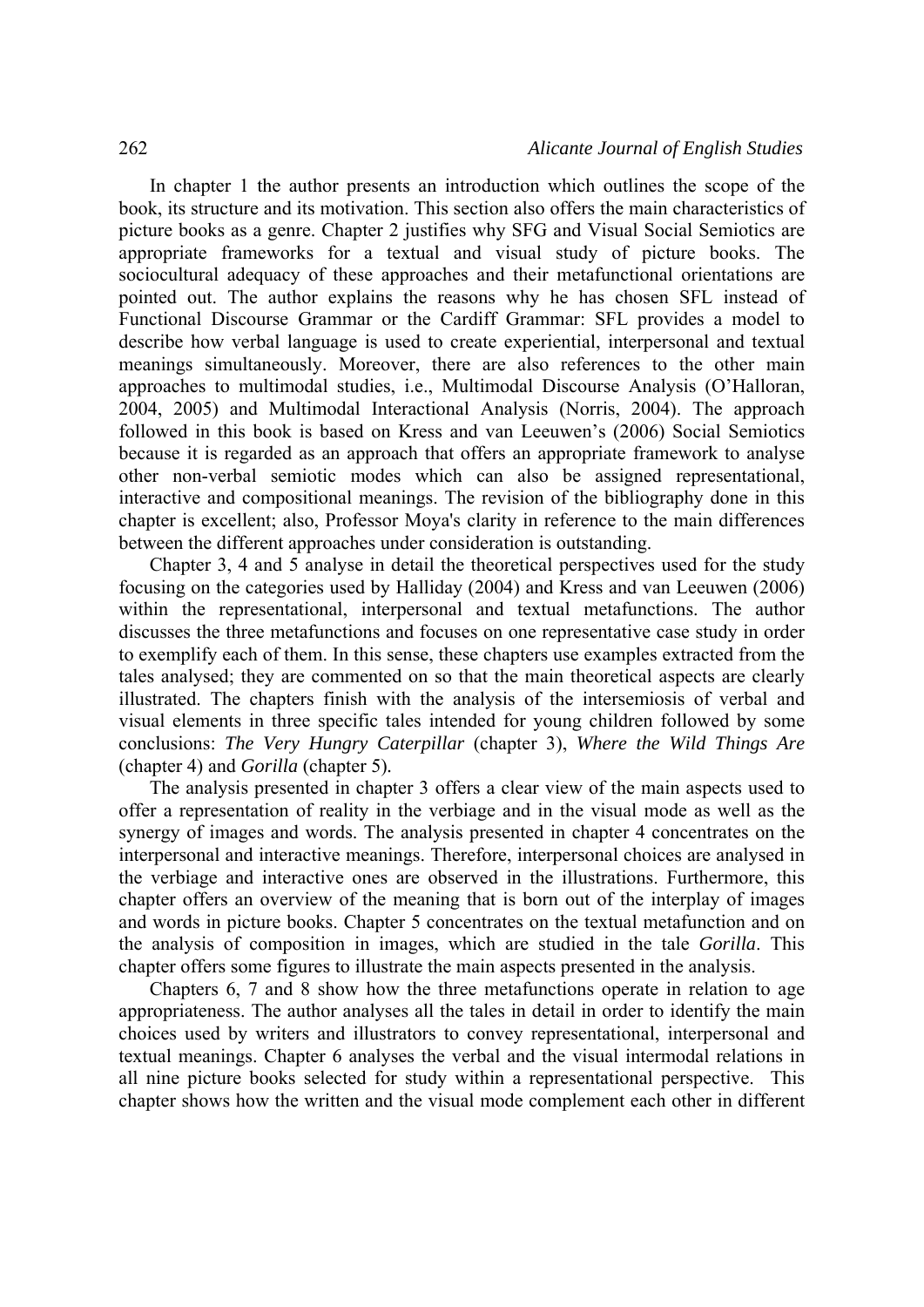In chapter 1 the author presents an introduction which outlines the scope of the book, its structure and its motivation. This section also offers the main characteristics of picture books as a genre. Chapter 2 justifies why SFG and Visual Social Semiotics are appropriate frameworks for a textual and visual study of picture books. The sociocultural adequacy of these approaches and their metafunctional orientations are pointed out. The author explains the reasons why he has chosen SFL instead of Functional Discourse Grammar or the Cardiff Grammar: SFL provides a model to describe how verbal language is used to create experiential, interpersonal and textual meanings simultaneously. Moreover, there are also references to the other main approaches to multimodal studies, i.e., Multimodal Discourse Analysis (O'Halloran, 2004, 2005) and Multimodal Interactional Analysis (Norris, 2004). The approach followed in this book is based on Kress and van Leeuwen's (2006) Social Semiotics because it is regarded as an approach that offers an appropriate framework to analyse other non-verbal semiotic modes which can also be assigned representational, interactive and compositional meanings. The revision of the bibliography done in this chapter is excellent; also, Professor Moya's clarity in reference to the main differences between the different approaches under consideration is outstanding.

Chapter 3, 4 and 5 analyse in detail the theoretical perspectives used for the study focusing on the categories used by Halliday (2004) and Kress and van Leeuwen (2006) within the representational, interpersonal and textual metafunctions. The author discusses the three metafunctions and focuses on one representative case study in order to exemplify each of them. In this sense, these chapters use examples extracted from the tales analysed; they are commented on so that the main theoretical aspects are clearly illustrated. The chapters finish with the analysis of the intersemiosis of verbal and visual elements in three specific tales intended for young children followed by some conclusions: *The Very Hungry Caterpillar* (chapter 3), *Where the Wild Things Are* (chapter 4) and *Gorilla* (chapter 5).

The analysis presented in chapter 3 offers a clear view of the main aspects used to offer a representation of reality in the verbiage and in the visual mode as well as the synergy of images and words. The analysis presented in chapter 4 concentrates on the interpersonal and interactive meanings. Therefore, interpersonal choices are analysed in the verbiage and interactive ones are observed in the illustrations. Furthermore, this chapter offers an overview of the meaning that is born out of the interplay of images and words in picture books. Chapter 5 concentrates on the textual metafunction and on the analysis of composition in images, which are studied in the tale *Gorilla*. This chapter offers some figures to illustrate the main aspects presented in the analysis.

Chapters 6, 7 and 8 show how the three metafunctions operate in relation to age appropriateness. The author analyses all the tales in detail in order to identify the main choices used by writers and illustrators to convey representational, interpersonal and textual meanings. Chapter 6 analyses the verbal and the visual intermodal relations in all nine picture books selected for study within a representational perspective. This chapter shows how the written and the visual mode complement each other in different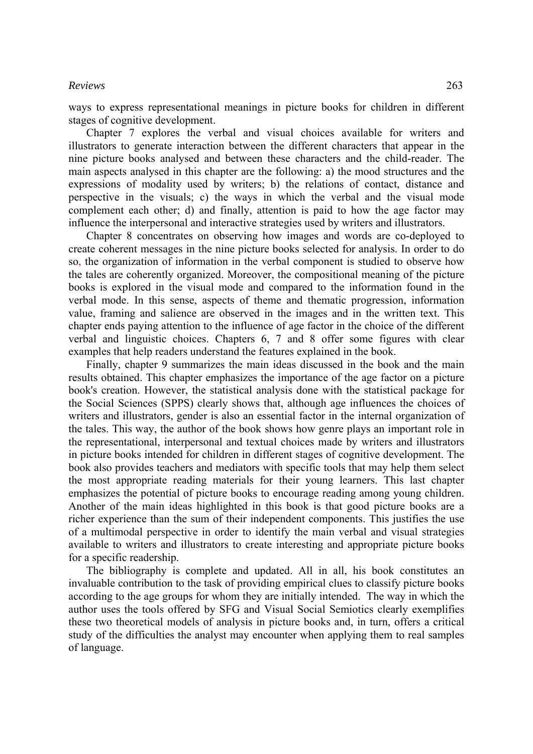ways to express representational meanings in picture books for children in different stages of cognitive development.

Chapter 7 explores the verbal and visual choices available for writers and illustrators to generate interaction between the different characters that appear in the nine picture books analysed and between these characters and the child-reader. The main aspects analysed in this chapter are the following: a) the mood structures and the expressions of modality used by writers; b) the relations of contact, distance and perspective in the visuals; c) the ways in which the verbal and the visual mode complement each other; d) and finally, attention is paid to how the age factor may influence the interpersonal and interactive strategies used by writers and illustrators.

Chapter 8 concentrates on observing how images and words are co-deployed to create coherent messages in the nine picture books selected for analysis. In order to do so, the organization of information in the verbal component is studied to observe how the tales are coherently organized. Moreover, the compositional meaning of the picture books is explored in the visual mode and compared to the information found in the verbal mode. In this sense, aspects of theme and thematic progression, information value, framing and salience are observed in the images and in the written text. This chapter ends paying attention to the influence of age factor in the choice of the different verbal and linguistic choices. Chapters 6, 7 and 8 offer some figures with clear examples that help readers understand the features explained in the book.

Finally, chapter 9 summarizes the main ideas discussed in the book and the main results obtained. This chapter emphasizes the importance of the age factor on a picture book's creation. However, the statistical analysis done with the statistical package for the Social Sciences (SPPS) clearly shows that, although age influences the choices of writers and illustrators, gender is also an essential factor in the internal organization of the tales. This way, the author of the book shows how genre plays an important role in the representational, interpersonal and textual choices made by writers and illustrators in picture books intended for children in different stages of cognitive development. The book also provides teachers and mediators with specific tools that may help them select the most appropriate reading materials for their young learners. This last chapter emphasizes the potential of picture books to encourage reading among young children. Another of the main ideas highlighted in this book is that good picture books are a richer experience than the sum of their independent components. This justifies the use of a multimodal perspective in order to identify the main verbal and visual strategies available to writers and illustrators to create interesting and appropriate picture books for a specific readership.

The bibliography is complete and updated. All in all, his book constitutes an invaluable contribution to the task of providing empirical clues to classify picture books according to the age groups for whom they are initially intended. The way in which the author uses the tools offered by SFG and Visual Social Semiotics clearly exemplifies these two theoretical models of analysis in picture books and, in turn, offers a critical study of the difficulties the analyst may encounter when applying them to real samples of language.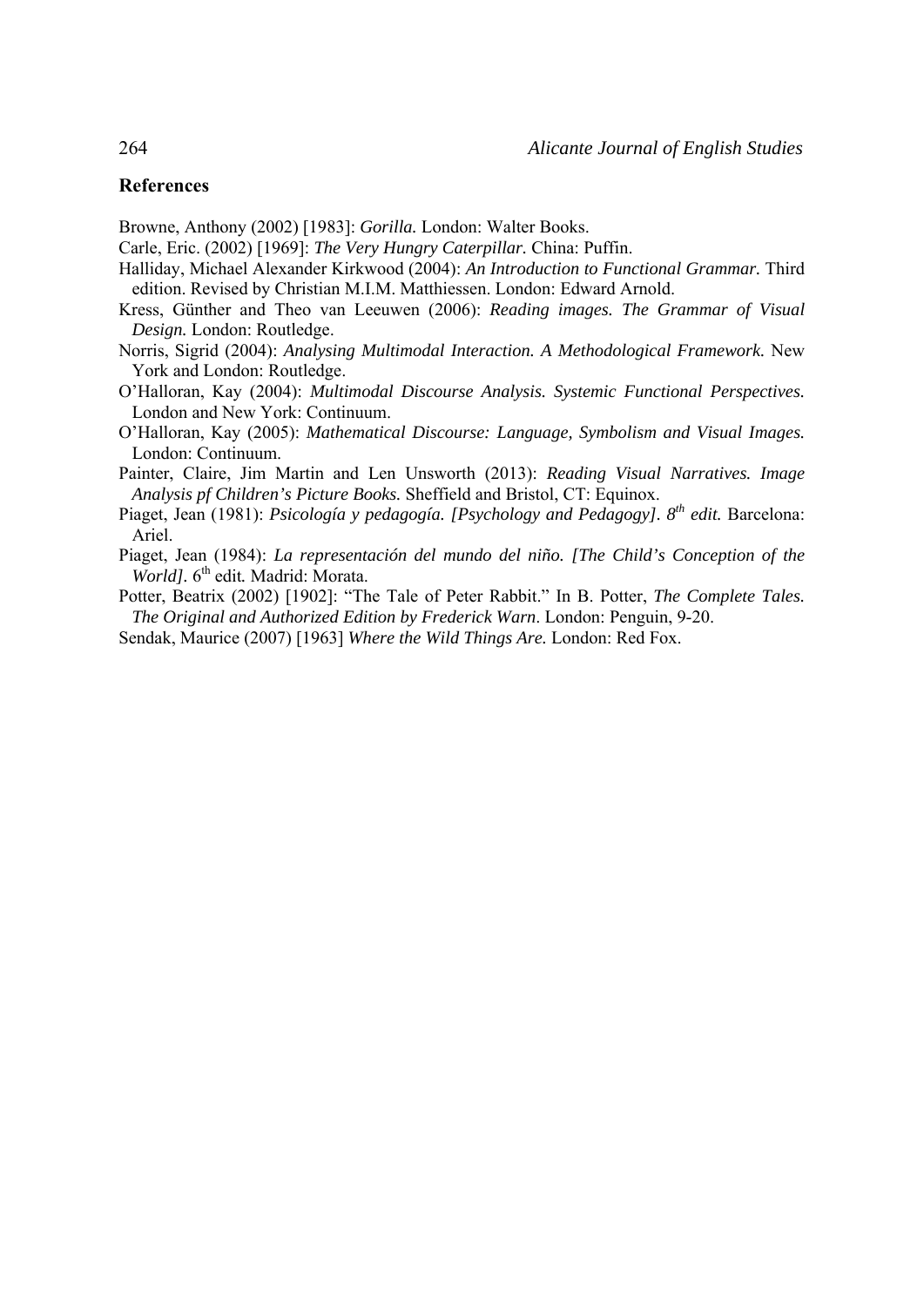## References

Browne, Anthony (2002) [1983]: *Gorilla.* London: Walter Books.

Carle, Eric. (2002) [1969]: *The Very Hungry Caterpillar.* China: Puffin.

Halliday, Michael Alexander Kirkwood (2004): *An Introduction to Functional Grammar.* Third edition. Revised by Christian M.I.M. Matthiessen. London: Edward Arnold.

Kress, Günther and Theo van Leeuwen (2006): *Reading images. The Grammar of Visual Design.* London: Routledge.

Norris, Sigrid (2004): *Analysing Multimodal Interaction. A Methodological Framework.* New York and London: Routledge.

O'Halloran, Kay (2004): *Multimodal Discourse Analysis. Systemic Functional Perspectives.* London and New York: Continuum.

O'Halloran, Kay (2005): *Mathematical Discourse: Language, Symbolism and Visual Images.* London: Continuum.

Painter, Claire, Jim Martin and Len Unsworth (2013): *Reading Visual Narratives. Image Analysis pf Children's Picture Books.* Sheffield and Bristol, CT: Equinox.

Piaget, Jean (1981): *Psicología y pedagogía. [Psychology and Pedagogy]. 8th edit.* Barcelona: Ariel.

Piaget, Jean (1984): *La representación del mundo del niño. [The Child's Conception of the World].* 6th edit. Madrid: Morata.

Potter, Beatrix (2002) [1902]: "The Tale of Peter Rabbit." In B. Potter, *The Complete Tales. The Original and Authorized Edition by Frederick Warn*. London: Penguin, 9-20.

Sendak, Maurice (2007) [1963] *Where the Wild Things Are.* London: Red Fox.